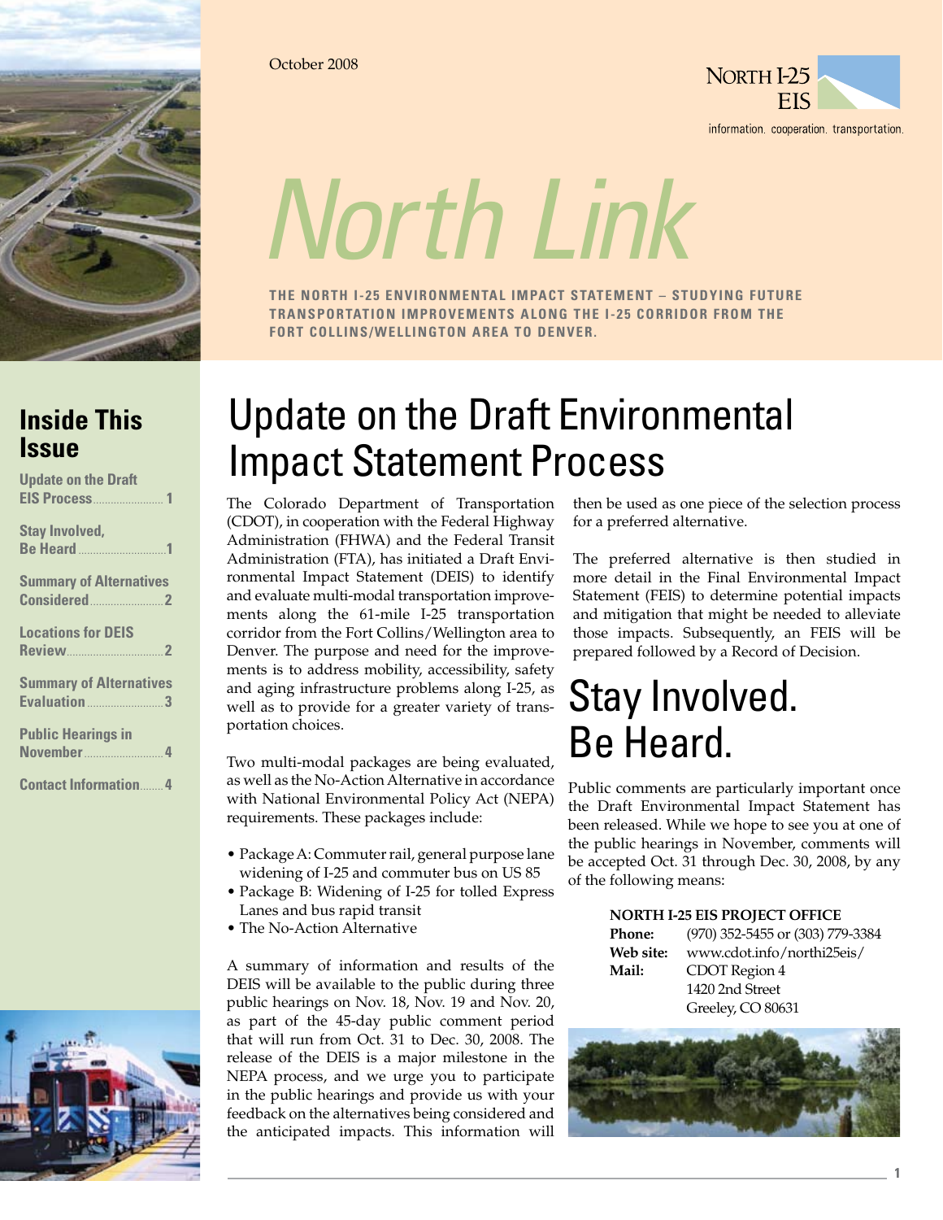October 2008

NORTH I-25 EIS

information. cooperation. transportation.

# North Link

**THE NORTH I-25 ENVIRONMENTAL IMPACT STATEMENT – STUDYING FUTURE TRANSPORTATION IMPROVEMENTS ALONG THE I-25 CORRIDOR FROM THE FORT COLLINS/WELLINGTON AREA TO DENVER.**

## Inside This Issue

- Update on the Draft EIS Process ..... 1
- Stay Involved, Be Heard ..... 1
- Summary of Alternatives Considered ..... 2
- Locations for DEIS Review ..... 2
- Summary of Alternatives Evaluation ..... 3
- Public Hearings in November ..... 4
- Contact Information ..... 4

## Update on the Draft Environmental Impact Statement Process

The Colorado Department of Transportation (CDOT), in cooperation with the Federal Highway Administration (FHWA) and the Federal Transit Administration (FTA), has initiated a Draft Environmental Impact Statement (DEIS) to identify and evaluate multi-modal transportation improvements along the 61-mile I-25 transportation corridor from the Fort Collins/Wellington area to Denver. The purpose and need for the improvements is to address mobility, accessibility, safety and aging infrastructure problems along I-25, as well as to provide for a greater variety of transportation choices.

Two multi-modal packages are being evaluated, as well as the No-Action Alternative in accordance with National Environmental Policy Act (NEPA) requirements. These packages include:

- Package A: Commuter rail, general purpose lane widening of I-25 and commuter bus on US 85
- Package B: Widening of I-25 for tolled Express Lanes and bus rapid transit
- The No-Action Alternative

A summary of information and results of the DEIS will be available to the public during three public hearings on Nov. 18, Nov. 19 and Nov. 20, as part of the 45-day public comment period that will run from Oct. 31 to Dec. 30, 2008. The release of the DEIS is a major milestone in the NEPA process, and we urge you to participate in the public hearings and provide us with your feedback on the alternatives being considered and the anticipated impacts. This information will then be used as one piece of the selection process for a preferred alternative.

The preferred alternative is then studied in more detail in the Final Environmental Impact Statement (FEIS) to determine potential impacts and mitigation that might be needed to alleviate those impacts. Subsequently, an FEIS will be prepared followed by a Record of Decision.

## Stay Involved. Be Heard.

Public comments are particularly important once the Draft Environmental Impact Statement has been released. While we hope to see you at one of the public hearings in November, comments will be accepted Oct. 31 through Dec. 30, 2008, by any of the following means:

**NORTH I-25 EIS PROJECT OFFICE**

**Phone:** (970) 352-5455 or (303) 779-3384
**Web site:** www.cdot.info/northi25eis/
**Mail:** CDOT Region 4
1420 2nd Street
Greeley, CO 80631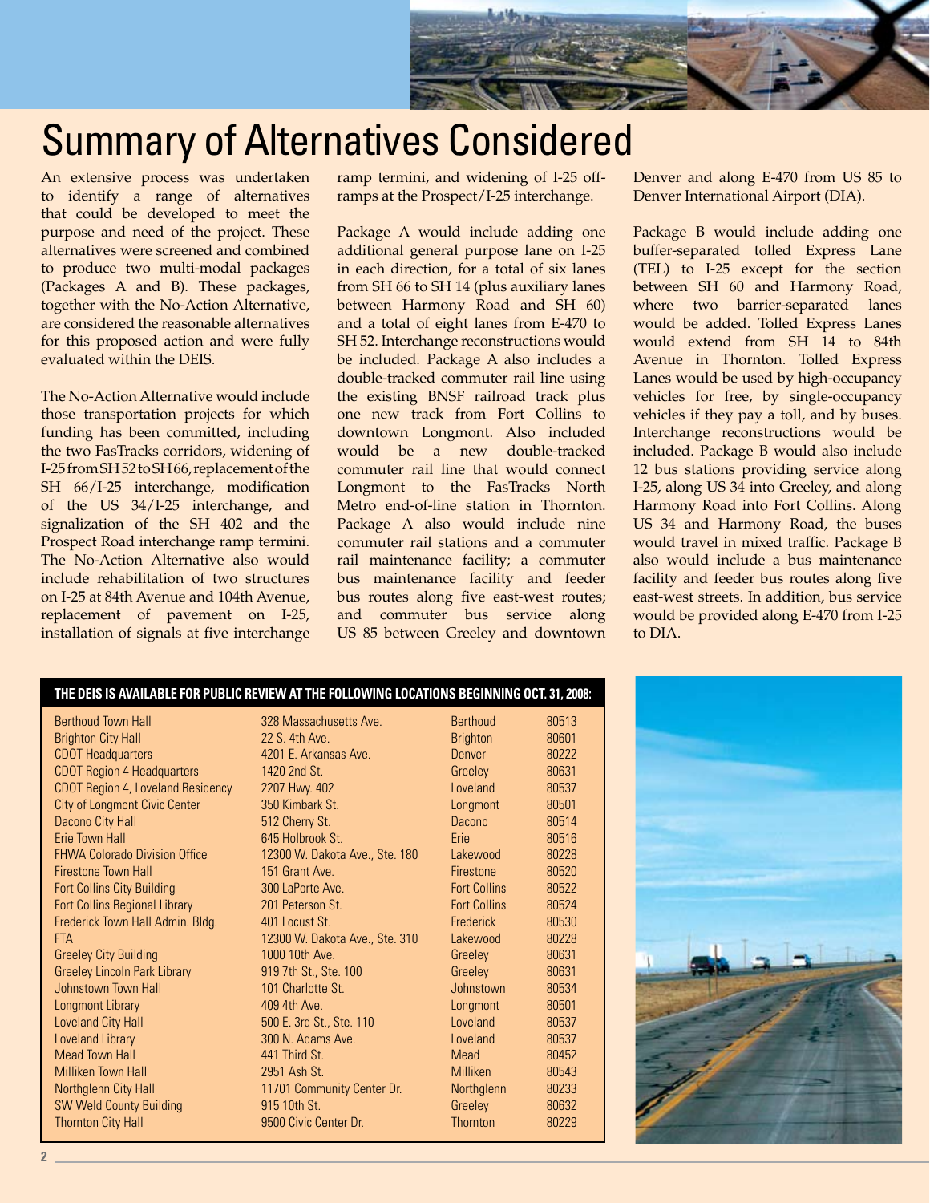# Summary of Alternatives Considered

An extensive process was undertaken to identify a range of alternatives that could be developed to meet the purpose and need of the project. These alternatives were screened and combined to produce two multi-modal packages (Packages A and B). These packages, together with the No-Action Alternative, are considered the reasonable alternatives for this proposed action and were fully evaluated within the DEIS.

The No-Action Alternative would include those transportation projects for which funding has been committed, including the two FasTracks corridors, widening of I-25 from SH 52 to SH 66, replacement of the SH 66/I-25 interchange, modification of the US 34/I-25 interchange, and signalization of the SH 402 and the Prospect Road interchange ramp termini. The No-Action Alternative also would include rehabilitation of two structures on I-25 at 84th Avenue and 104th Avenue, replacement of pavement on I-25, installation of signals at five interchange ramp termini, and widening of I-25 off-ramps at the Prospect/I-25 interchange.

Package A would include adding one additional general purpose lane on I-25 in each direction, for a total of six lanes from SH 66 to SH 14 (plus auxiliary lanes between Harmony Road and SH 60) and a total of eight lanes from E-470 to SH 52. Interchange reconstructions would be included. Package A also includes a double-tracked commuter rail line using the existing BNSF railroad track plus one new track from Fort Collins to downtown Longmont. Also included would be a new double-tracked commuter rail line that would connect Longmont to the FasTracks North Metro end-of-line station in Thornton. Package A also would include nine commuter rail stations and a commuter rail maintenance facility; a commuter bus maintenance facility and feeder bus routes along five east-west routes; and commuter bus service along US 85 between Greeley and downtown Denver and along E-470 from US 85 to Denver International Airport (DIA).

Package B would include adding one buffer-separated tolled Express Lane (TEL) to I-25 except for the section between SH 60 and Harmony Road, where two barrier-separated lanes would be added. Tolled Express Lanes would extend from SH 14 to 84th Avenue in Thornton. Tolled Express Lanes would be used by high-occupancy vehicles for free, by single-occupancy vehicles if they pay a toll, and by buses. Interchange reconstructions would be included. Package B would also include 12 bus stations providing service along I-25, along US 34 into Greeley, and along Harmony Road into Fort Collins. Along US 34 and Harmony Road, the buses would travel in mixed traffic. Package B also would include a bus maintenance facility and feeder bus routes along five east-west streets. In addition, bus service would be provided along E-470 from I-25 to DIA.

**THE DEIS IS AVAILABLE FOR PUBLIC REVIEW AT THE FOLLOWING LOCATIONS BEGINNING OCT. 31, 2008:**

| Location | Address | City | ZIP |
|---|---|---|---|
| Berthoud Town Hall | 328 Massachusetts Ave. | Berthoud | 80513 |
| Brighton City Hall | 22 S. 4th Ave. | Brighton | 80601 |
| CDOT Headquarters | 4201 E. Arkansas Ave. | Denver | 80222 |
| CDOT Region 4 Headquarters | 1420 2nd St. | Greeley | 80631 |
| CDOT Region 4, Loveland Residency | 2207 Hwy. 402 | Loveland | 80537 |
| City of Longmont Civic Center | 350 Kimbark St. | Longmont | 80501 |
| Dacono City Hall | 512 Cherry St. | Dacono | 80514 |
| Erie Town Hall | 645 Holbrook St. | Erie | 80516 |
| FHWA Colorado Division Office | 12300 W. Dakota Ave., Ste. 180 | Lakewood | 80228 |
| Firestone Town Hall | 151 Grant Ave. | Firestone | 80520 |
| Fort Collins City Building | 300 LaPorte Ave. | Fort Collins | 80522 |
| Fort Collins Regional Library | 201 Peterson St. | Fort Collins | 80524 |
| Frederick Town Hall Admin. Bldg. | 401 Locust St. | Frederick | 80530 |
| FTA | 12300 W. Dakota Ave., Ste. 310 | Lakewood | 80228 |
| Greeley City Building | 1000 10th Ave. | Greeley | 80631 |
| Greeley Lincoln Park Library | 919 7th St., Ste. 100 | Greeley | 80631 |
| Johnstown Town Hall | 101 Charlotte St. | Johnstown | 80534 |
| Longmont Library | 409 4th Ave. | Longmont | 80501 |
| Loveland City Hall | 500 E. 3rd St., Ste. 110 | Loveland | 80537 |
| Loveland Library | 300 N. Adams Ave. | Loveland | 80537 |
| Mead Town Hall | 441 Third St. | Mead | 80452 |
| Milliken Town Hall | 2951 Ash St. | Milliken | 80543 |
| Northglenn City Hall | 11701 Community Center Dr. | Northglenn | 80233 |
| SW Weld County Building | 915 10th St. | Greeley | 80632 |
| Thornton City Hall | 9500 Civic Center Dr. | Thornton | 80229 |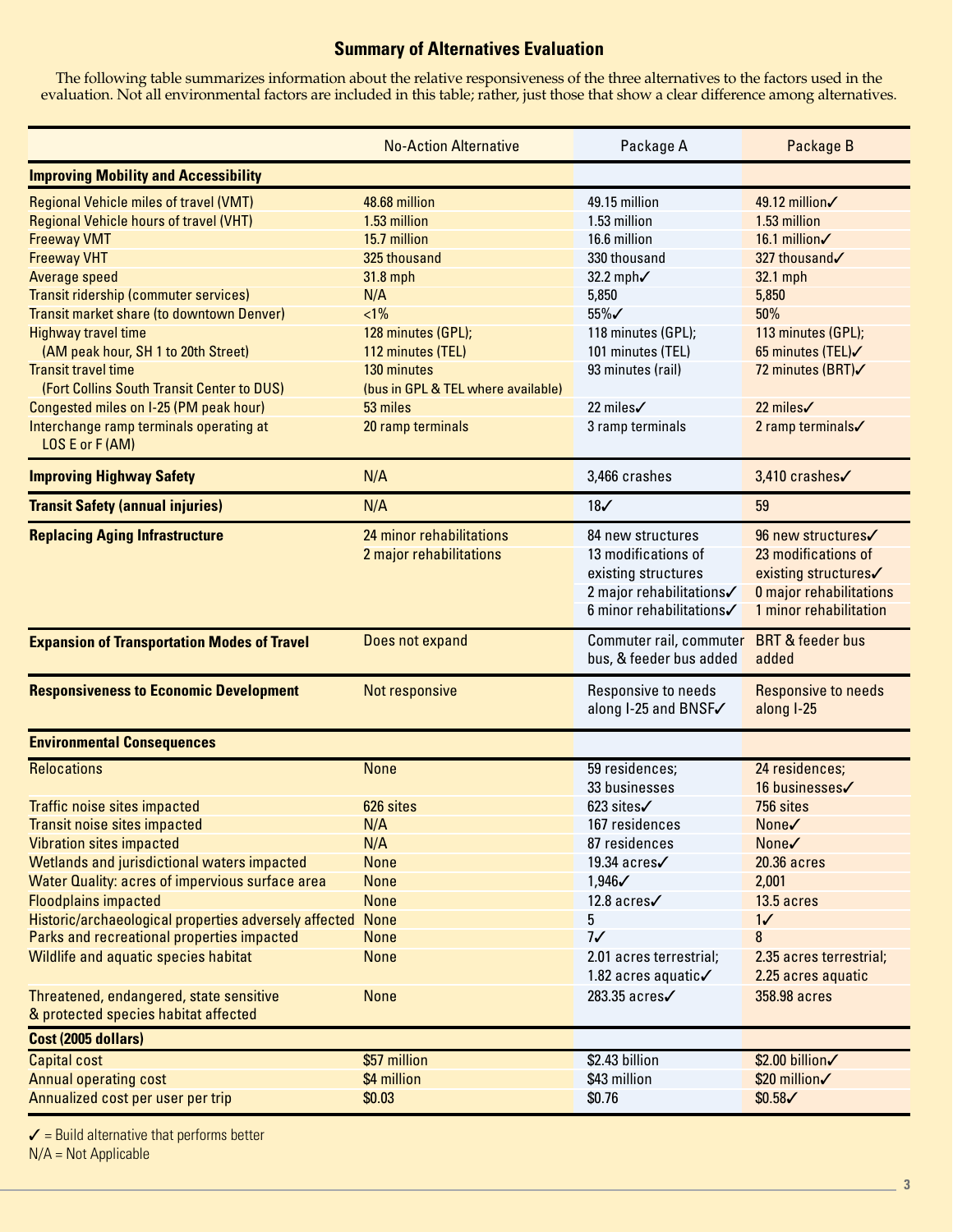## Summary of Alternatives Evaluation

The following table summarizes information about the relative responsiveness of the three alternatives to the factors used in the evaluation. Not all environmental factors are included in this table; rather, just those that show a clear difference among alternatives.

| | No-Action Alternative | Package A | Package B |
|---|---|---|---|
| **Improving Mobility and Accessibility** | | | |
| Regional Vehicle miles of travel (VMT) | 48.68 million | 49.15 million | 49.12 million✓ |
| Regional Vehicle hours of travel (VHT) | 1.53 million | 1.53 million | 1.53 million |
| Freeway VMT | 15.7 million | 16.6 million | 16.1 million✓ |
| Freeway VHT | 325 thousand | 330 thousand | 327 thousand✓ |
| Average speed | 31.8 mph | 32.2 mph✓ | 32.1 mph |
| Transit ridership (commuter services) | N/A | 5,850 | 5,850 |
| Transit market share (to downtown Denver) | <1% | 55%✓ | 50% |
| Highway travel time (AM peak hour, SH 1 to 20th Street) | 128 minutes (GPL); 112 minutes (TEL) | 118 minutes (GPL); 101 minutes (TEL) | 113 minutes (GPL); 65 minutes (TEL)✓ |
| Transit travel time (Fort Collins South Transit Center to DUS) | 130 minutes (bus in GPL & TEL where available) | 93 minutes (rail) | 72 minutes (BRT)✓ |
| Congested miles on I-25 (PM peak hour) | 53 miles | 22 miles✓ | 22 miles✓ |
| Interchange ramp terminals operating at LOS E or F (AM) | 20 ramp terminals | 3 ramp terminals | 2 ramp terminals✓ |
| **Improving Highway Safety** | N/A | 3,466 crashes | 3,410 crashes✓ |
| **Transit Safety (annual injuries)** | N/A | 18✓ | 59 |
| **Replacing Aging Infrastructure** | 24 minor rehabilitations<br>2 major rehabilitations | 84 new structures<br>13 modifications of existing structures<br>2 major rehabilitations✓<br>6 minor rehabilitations✓ | 96 new structures✓<br>23 modifications of existing structures✓<br>0 major rehabilitations<br>1 minor rehabilitation |
| **Expansion of Transportation Modes of Travel** | Does not expand | Commuter rail, commuter bus, & feeder bus added | BRT & feeder bus added |
| **Responsiveness to Economic Development** | Not responsive | Responsive to needs along I-25 and BNSF✓ | Responsive to needs along I-25 |
| **Environmental Consequences** | | | |
| Relocations | None | 59 residences; 33 businesses | 24 residences; 16 businesses✓ |
| Traffic noise sites impacted | 626 sites | 623 sites✓ | 756 sites |
| Transit noise sites impacted | N/A | 167 residences | None✓ |
| Vibration sites impacted | N/A | 87 residences | None✓ |
| Wetlands and jurisdictional waters impacted | None | 19.34 acres✓ | 20.36 acres |
| Water Quality: acres of impervious surface area | None | 1,946✓ | 2,001 |
| Floodplains impacted | None | 12.8 acres✓ | 13.5 acres |
| Historic/archaeological properties adversely affected | None | 5 | 1✓ |
| Parks and recreational properties impacted | None | 7✓ | 8 |
| Wildlife and aquatic species habitat | None | 2.01 acres terrestrial; 1.82 acres aquatic✓ | 2.35 acres terrestrial; 2.25 acres aquatic |
| Threatened, endangered, state sensitive & protected species habitat affected | None | 283.35 acres✓ | 358.98 acres |
| **Cost (2005 dollars)** | | | |
| Capital cost | $57 million | $2.43 billion | $2.00 billion✓ |
| Annual operating cost | $4 million | $43 million | $20 million✓ |
| Annualized cost per user per trip | $0.03 | $0.76 | $0.58✓ |

✓ = Build alternative that performs better
N/A = Not Applicable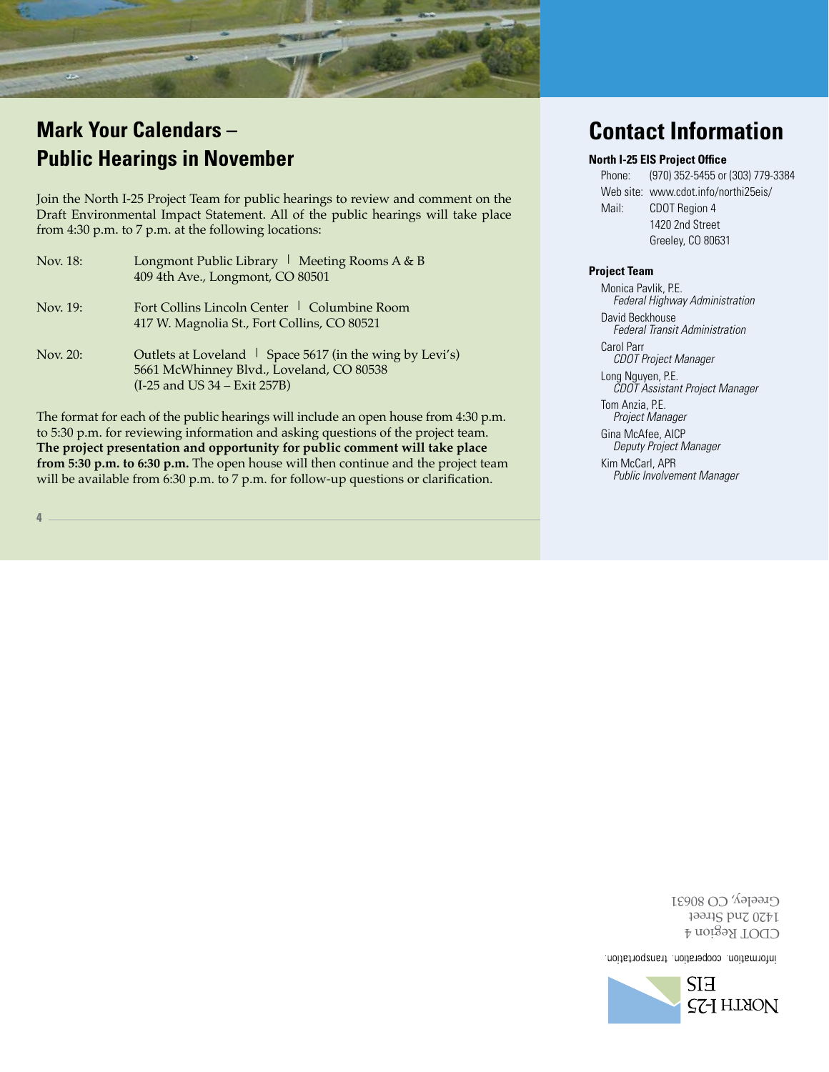## Mark Your Calendars – Public Hearings in November

Join the North I-25 Project Team for public hearings to review and comment on the Draft Environmental Impact Statement. All of the public hearings will take place from 4:30 p.m. to 7 p.m. at the following locations:

| | |
|---|---|
| Nov. 18: | Longmont Public Library \| Meeting Rooms A & B<br>409 4th Ave., Longmont, CO 80501 |
| Nov. 19: | Fort Collins Lincoln Center \| Columbine Room<br>417 W. Magnolia St., Fort Collins, CO 80521 |
| Nov. 20: | Outlets at Loveland \| Space 5617 (in the wing by Levi's)<br>5661 McWhinney Blvd., Loveland, CO 80538<br>(I-25 and US 34 – Exit 257B) |

The format for each of the public hearings will include an open house from 4:30 p.m. to 5:30 p.m. for reviewing information and asking questions of the project team. **The project presentation and opportunity for public comment will take place from 5:30 p.m. to 6:30 p.m.** The open house will then continue and the project team will be available from 6:30 p.m. to 7 p.m. for follow-up questions or clarification.

## Contact Information

**North I-25 EIS Project Office**

Phone: (970) 352-5455 or (303) 779-3384
Web site: www.cdot.info/northi25eis/
Mail: CDOT Region 4
1420 2nd Street
Greeley, CO 80631

**Project Team**

Monica Pavlik, P.E.
*Federal Highway Administration*

David Beckhouse
*Federal Transit Administration*

Carol Parr
*CDOT Project Manager*

Long Nguyen, P.E.
*CDOT Assistant Project Manager*

Tom Anzia, P.E.
*Project Manager*

Gina McAfee, AICP
*Deputy Project Manager*

Kim McCarl, APR
*Public Involvement Manager*

North I-25 EIS

information. cooperation. transportation.

CDOT Region 4
1420 2nd Street
Greeley, CO 80631